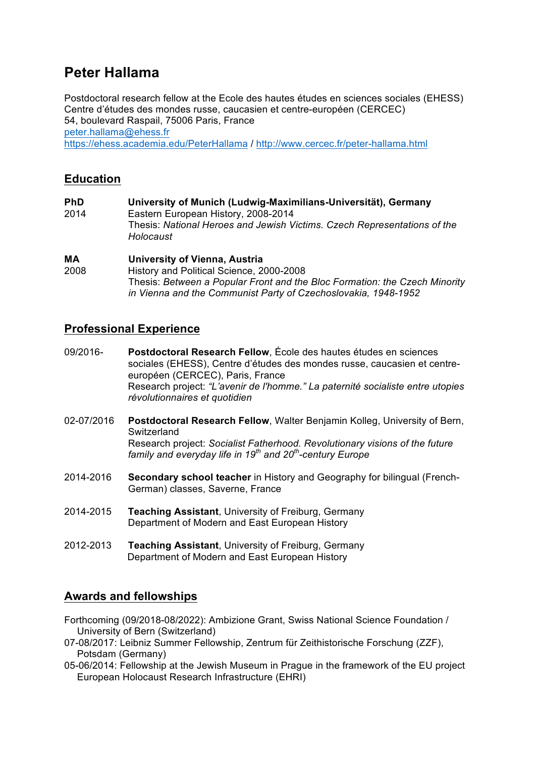# Peter Hallama

Postdoctoral research fellow at the Ecole des hautes études en sciences sociales (EHESS)
Centre d'études des mondes russe, caucasien et centre-européen (CERCEC)
54, boulevard Raspail, 75006 Paris, France
peter.hallama@ehess.fr
https://ehess.academia.edu/PeterHallama / http://www.cercec.fr/peter-hallama.html

## Education

**PhD**
2014

**University of Munich (Ludwig-Maximilians-Universität), Germany**
Eastern European History, 2008-2014
Thesis: *National Heroes and Jewish Victims. Czech Representations of the Holocaust*

**MA**
2008

**University of Vienna, Austria**
History and Political Science, 2000-2008
Thesis: *Between a Popular Front and the Bloc Formation: the Czech Minority in Vienna and the Communist Party of Czechoslovakia, 1948-1952*

## Professional Experience

09/2016- **Postdoctoral Research Fellow**, École des hautes études en sciences sociales (EHESS), Centre d'études des mondes russe, caucasien et centre-européen (CERCEC), Paris, France
Research project: *"L'avenir de l'homme." La paternité socialiste entre utopies révolutionnaires et quotidien*

02-07/2016 **Postdoctoral Research Fellow**, Walter Benjamin Kolleg, University of Bern, Switzerland
Research project: *Socialist Fatherhood. Revolutionary visions of the future family and everyday life in 19th and 20th-century Europe*

2014-2016 **Secondary school teacher** in History and Geography for bilingual (French-German) classes, Saverne, France

2014-2015 **Teaching Assistant**, University of Freiburg, Germany
Department of Modern and East European History

2012-2013 **Teaching Assistant**, University of Freiburg, Germany
Department of Modern and East European History

## Awards and fellowships

Forthcoming (09/2018-08/2022): Ambizione Grant, Swiss National Science Foundation / University of Bern (Switzerland)
07-08/2017: Leibniz Summer Fellowship, Zentrum für Zeithistorische Forschung (ZZF), Potsdam (Germany)
05-06/2014: Fellowship at the Jewish Museum in Prague in the framework of the EU project European Holocaust Research Infrastructure (EHRI)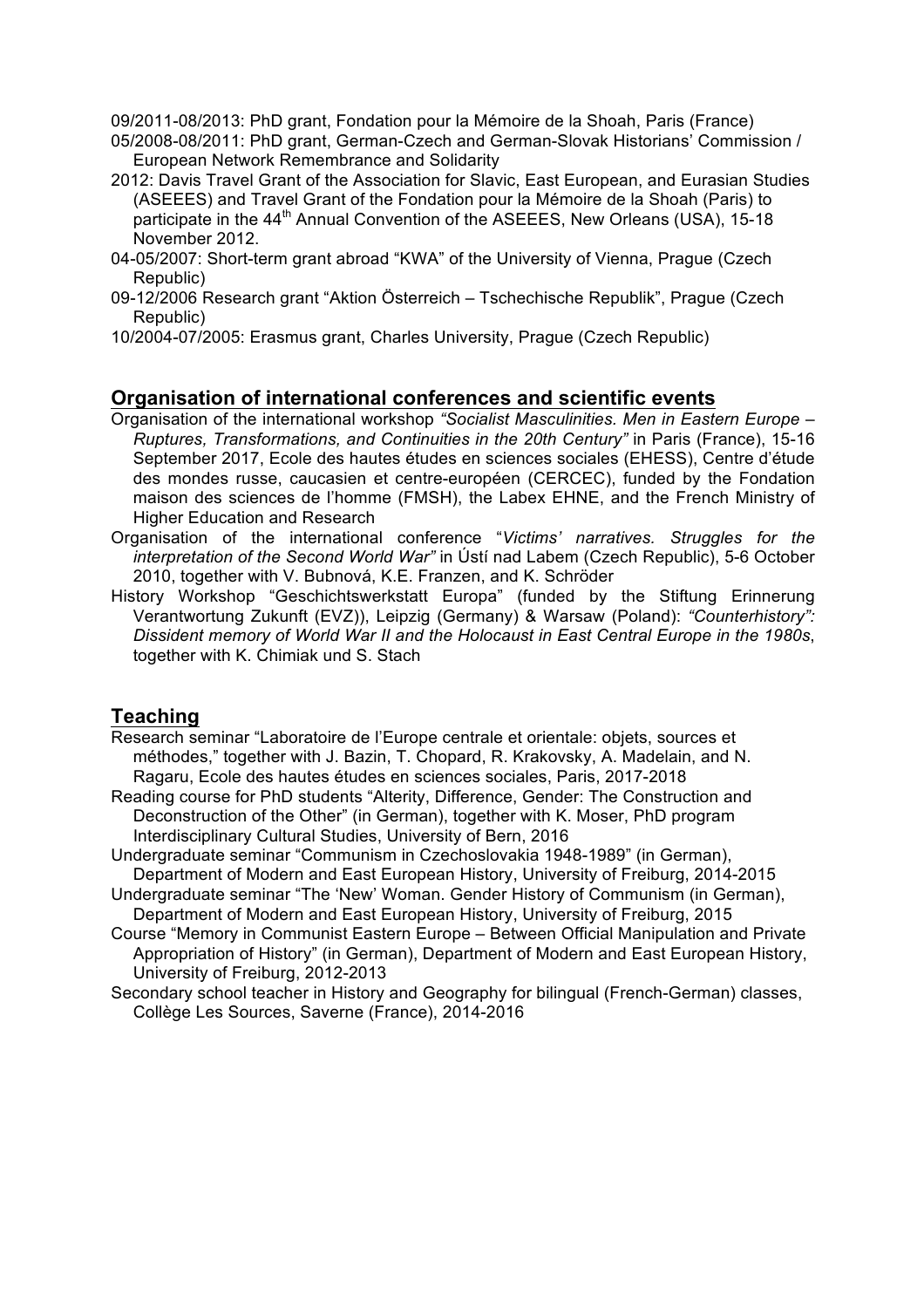09/2011-08/2013: PhD grant, Fondation pour la Mémoire de la Shoah, Paris (France)

05/2008-08/2011: PhD grant, German-Czech and German-Slovak Historians' Commission / European Network Remembrance and Solidarity

2012: Davis Travel Grant of the Association for Slavic, East European, and Eurasian Studies (ASEEES) and Travel Grant of the Fondation pour la Mémoire de la Shoah (Paris) to participate in the 44th Annual Convention of the ASEEES, New Orleans (USA), 15-18 November 2012.

04-05/2007: Short-term grant abroad "KWA" of the University of Vienna, Prague (Czech Republic)

09-12/2006 Research grant "Aktion Österreich – Tschechische Republik", Prague (Czech Republic)

10/2004-07/2005: Erasmus grant, Charles University, Prague (Czech Republic)

## Organisation of international conferences and scientific events

Organisation of the international workshop *"Socialist Masculinities. Men in Eastern Europe – Ruptures, Transformations, and Continuities in the 20th Century"* in Paris (France), 15-16 September 2017, Ecole des hautes études en sciences sociales (EHESS), Centre d'étude des mondes russe, caucasien et centre-européen (CERCEC), funded by the Fondation maison des sciences de l'homme (FMSH), the Labex EHNE, and the French Ministry of Higher Education and Research

Organisation of the international conference "*Victims' narratives. Struggles for the interpretation of the Second World War"* in Ústí nad Labem (Czech Republic), 5-6 October 2010, together with V. Bubnová, K.E. Franzen, and K. Schröder

History Workshop "Geschichtswerkstatt Europa" (funded by the Stiftung Erinnerung Verantwortung Zukunft (EVZ)), Leipzig (Germany) & Warsaw (Poland): *"Counterhistory": Dissident memory of World War II and the Holocaust in East Central Europe in the 1980s*, together with K. Chimiak und S. Stach

## Teaching

Research seminar "Laboratoire de l'Europe centrale et orientale: objets, sources et méthodes," together with J. Bazin, T. Chopard, R. Krakovsky, A. Madelain, and N. Ragaru, Ecole des hautes études en sciences sociales, Paris, 2017-2018

Reading course for PhD students "Alterity, Difference, Gender: The Construction and Deconstruction of the Other" (in German), together with K. Moser, PhD program Interdisciplinary Cultural Studies, University of Bern, 2016

Undergraduate seminar "Communism in Czechoslovakia 1948-1989" (in German), Department of Modern and East European History, University of Freiburg, 2014-2015

Undergraduate seminar "The 'New' Woman. Gender History of Communism (in German), Department of Modern and East European History, University of Freiburg, 2015

Course "Memory in Communist Eastern Europe – Between Official Manipulation and Private Appropriation of History" (in German), Department of Modern and East European History, University of Freiburg, 2012-2013

Secondary school teacher in History and Geography for bilingual (French-German) classes, Collège Les Sources, Saverne (France), 2014-2016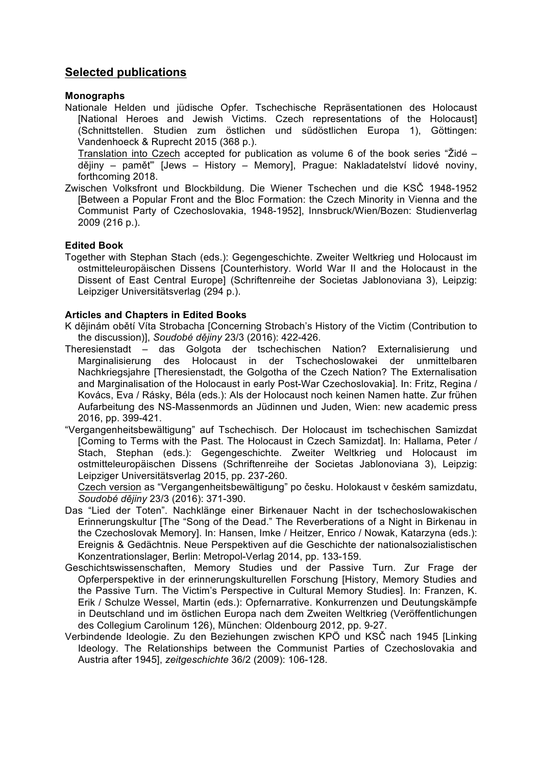## Selected publications

**Monographs**

Nationale Helden und jüdische Opfer. Tschechische Repräsentationen des Holocaust [National Heroes and Jewish Victims. Czech representations of the Holocaust] (Schnittstellen. Studien zum östlichen und südöstlichen Europa 1), Göttingen: Vandenhoeck & Ruprecht 2015 (368 p.).
Translation into Czech accepted for publication as volume 6 of the book series "Židé – dějiny – paměť" [Jews – History – Memory], Prague: Nakladatelství lidové noviny, forthcoming 2018.

Zwischen Volksfront und Blockbildung. Die Wiener Tschechen und die KSČ 1948-1952 [Between a Popular Front and the Bloc Formation: the Czech Minority in Vienna and the Communist Party of Czechoslovakia, 1948-1952], Innsbruck/Wien/Bozen: Studienverlag 2009 (216 p.).

**Edited Book**

Together with Stephan Stach (eds.): Gegengeschichte. Zweiter Weltkrieg und Holocaust im ostmitteleuropäischen Dissens [Counterhistory. World War II and the Holocaust in the Dissent of East Central Europe] (Schriftenreihe der Societas Jablonoviana 3), Leipzig: Leipziger Universitätsverlag (294 p.).

**Articles and Chapters in Edited Books**

K dějinám obětí Víta Strobacha [Concerning Strobach's History of the Victim (Contribution to the discussion)], *Soudobé dějiny* 23/3 (2016): 422-426.

Theresienstadt – das Golgota der tschechischen Nation? Externalisierung und Marginalisierung des Holocaust in der Tschechoslowakei der unmittelbaren Nachkriegsjahre [Theresienstadt, the Golgotha of the Czech Nation? The Externalisation and Marginalisation of the Holocaust in early Post-War Czechoslovakia]. In: Fritz, Regina / Kovács, Eva / Rásky, Béla (eds.): Als der Holocaust noch keinen Namen hatte. Zur frühen Aufarbeitung des NS-Massenmords an Jüdinnen und Juden, Wien: new academic press 2016, pp. 399-421.

"Vergangenheitsbewältigung" auf Tschechisch. Der Holocaust im tschechischen Samizdat [Coming to Terms with the Past. The Holocaust in Czech Samizdat]. In: Hallama, Peter / Stach, Stephan (eds.): Gegengeschichte. Zweiter Weltkrieg und Holocaust im ostmitteleuropäischen Dissens (Schriftenreihe der Societas Jablonoviana 3), Leipzig: Leipziger Universitätsverlag 2015, pp. 237-260.
Czech version as "Vergangenheitsbewältigung" po česku. Holokaust v českém samizdatu, *Soudobé dějiny* 23/3 (2016): 371-390.

Das "Lied der Toten". Nachklänge einer Birkenauer Nacht in der tschechoslowakischen Erinnerungskultur [The "Song of the Dead." The Reverberations of a Night in Birkenau in the Czechoslovak Memory]. In: Hansen, Imke / Heitzer, Enrico / Nowak, Katarzyna (eds.): Ereignis & Gedächtnis. Neue Perspektiven auf die Geschichte der nationalsozialistischen Konzentrationslager, Berlin: Metropol-Verlag 2014, pp. 133-159.

Geschichtswissenschaften, Memory Studies und der Passive Turn. Zur Frage der Opferperspektive in der erinnerungskulturellen Forschung [History, Memory Studies and the Passive Turn. The Victim's Perspective in Cultural Memory Studies]. In: Franzen, K. Erik / Schulze Wessel, Martin (eds.): Opfernarrative. Konkurrenzen und Deutungskämpfe in Deutschland und im östlichen Europa nach dem Zweiten Weltkrieg (Veröffentlichungen des Collegium Carolinum 126), München: Oldenbourg 2012, pp. 9-27.

Verbindende Ideologie. Zu den Beziehungen zwischen KPÖ und KSČ nach 1945 [Linking Ideology. The Relationships between the Communist Parties of Czechoslovakia and Austria after 1945], *zeitgeschichte* 36/2 (2009): 106-128.